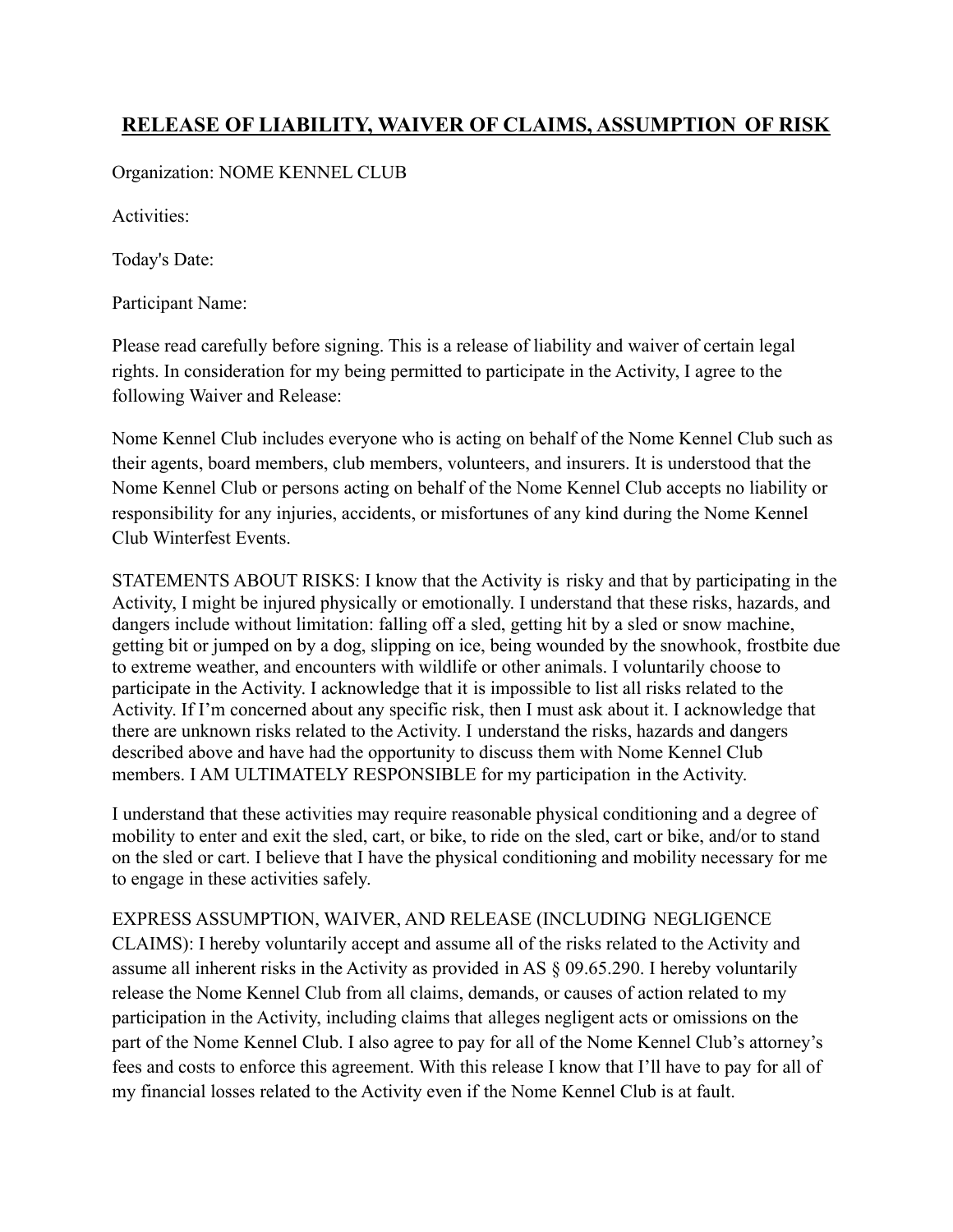# RELEASE OF LIABILITY, WAIVER OF CLAIMS, ASSUMPTION OF RISK

Organization: NOME KENNEL CLUB

Activities:

Today's Date:

Participant Name:

Please read carefully before signing. This is a release of liability and waiver of certain legal rights. In consideration for my being permitted to participate in the Activity, I agree to the following Waiver and Release:

Nome Kennel Club includes everyone who is acting on behalf of the Nome Kennel Club such as their agents, board members, club members, volunteers, and insurers. It is understood that the Nome Kennel Club or persons acting on behalf of the Nome Kennel Club accepts no liability or responsibility for any injuries, accidents, or misfortunes of any kind during the Nome Kennel Club Winterfest Events.

STATEMENTS ABOUT RISKS: I know that the Activity is risky and that by participating in the Activity, I might be injured physically or emotionally. I understand that these risks, hazards, and dangers include without limitation: falling off a sled, getting hit by a sled or snow machine, getting bit or jumped on by a dog, slipping on ice, being wounded by the snowhook, frostbite due to extreme weather, and encounters with wildlife or other animals. I voluntarily choose to participate in the Activity. I acknowledge that it is impossible to list all risks related to the Activity. If I'm concerned about any specific risk, then I must ask about it. I acknowledge that there are unknown risks related to the Activity. I understand the risks, hazards and dangers described above and have had the opportunity to discuss them with Nome Kennel Club members. I AM ULTIMATELY RESPONSIBLE for my participation in the Activity.

I understand that these activities may require reasonable physical conditioning and a degree of mobility to enter and exit the sled, cart, or bike, to ride on the sled, cart or bike, and/or to stand on the sled or cart. I believe that I have the physical conditioning and mobility necessary for me to engage in these activities safely.

EXPRESS ASSUMPTION, WAIVER, AND RELEASE (INCLUDING NEGLIGENCE CLAIMS): I hereby voluntarily accept and assume all of the risks related to the Activity and assume all inherent risks in the Activity as provided in AS § 09.65.290. I hereby voluntarily release the Nome Kennel Club from all claims, demands, or causes of action related to my participation in the Activity, including claims that alleges negligent acts or omissions on the part of the Nome Kennel Club. I also agree to pay for all of the Nome Kennel Club's attorney's fees and costs to enforce this agreement. With this release I know that I'll have to pay for all of my financial losses related to the Activity even if the Nome Kennel Club is at fault.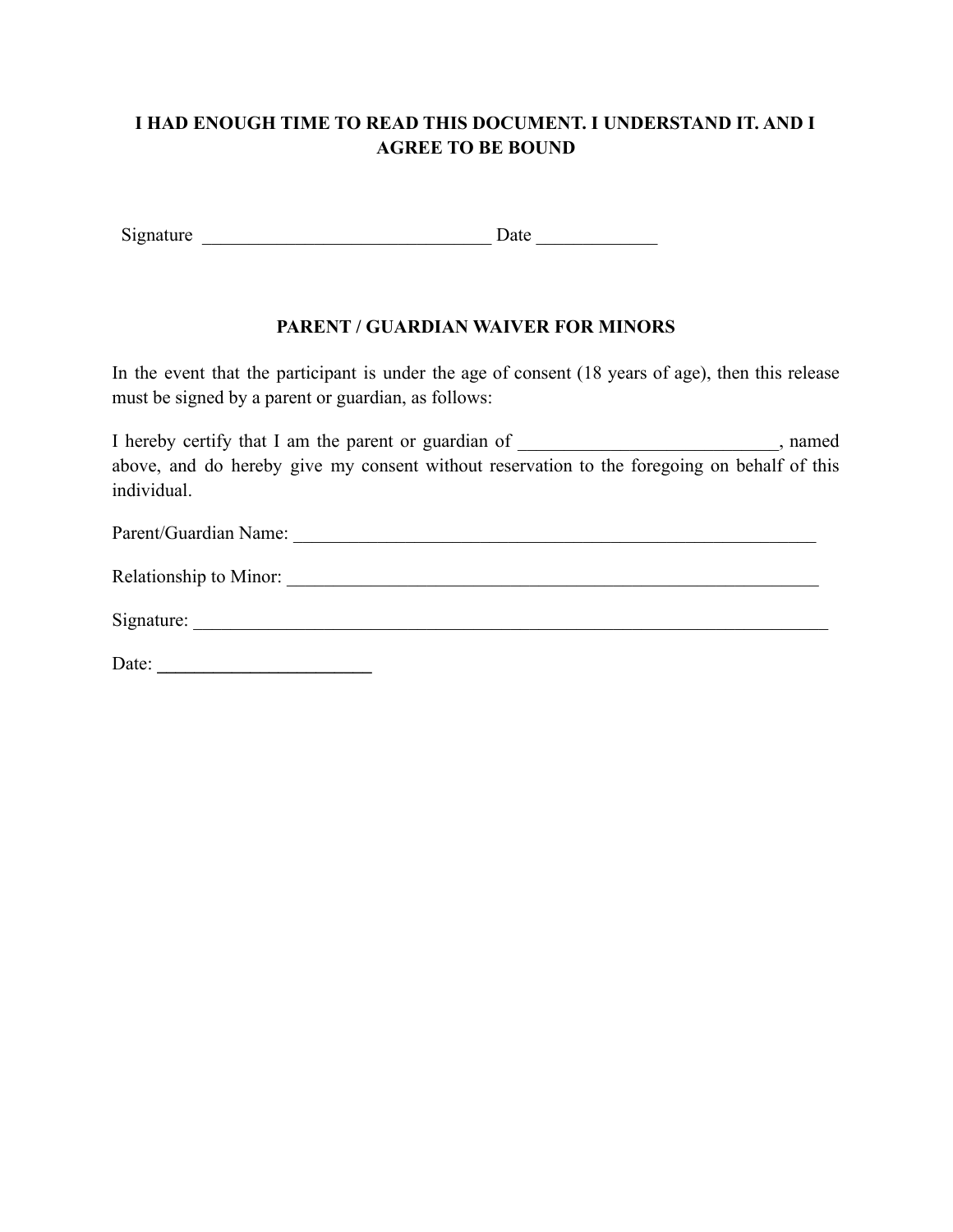**I HAD ENOUGH TIME TO READ THIS DOCUMENT. I UNDERSTAND IT. AND I AGREE TO BE BOUND**

Signature ________________________________ Date _____________

## PARENT / GUARDIAN WAIVER FOR MINORS

In the event that the participant is under the age of consent (18 years of age), then this release must be signed by a parent or guardian, as follows:

I hereby certify that I am the parent or guardian of ____________________________, named above, and do hereby give my consent without reservation to the foregoing on behalf of this individual.

Parent/Guardian Name: __________________________________________________________

Relationship to Minor: __________________________________________________________

Signature: _____________________________________________________________________

Date: ________________________